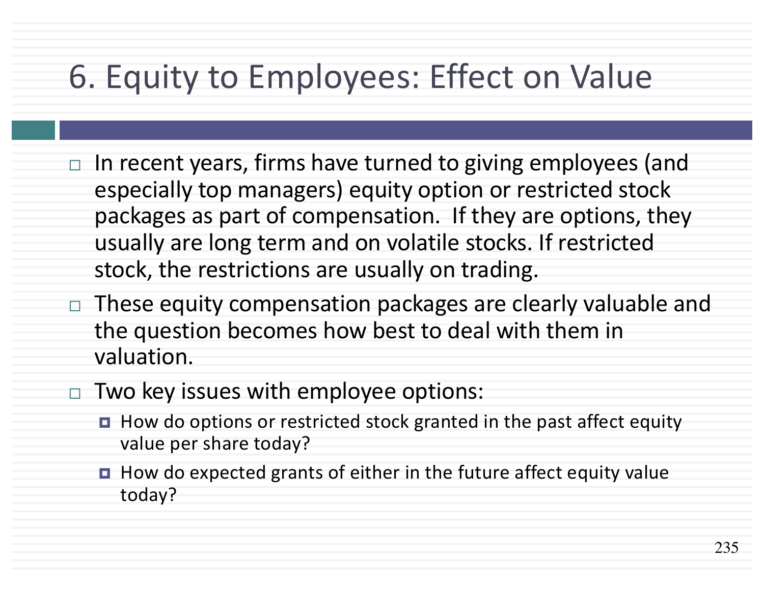# 6. Equity to Employees: Effect on Value

- In recent years, firms have turned to giving employees (and especially top managers) equity option or restricted stock packages as part of compensation. If they are options, they usually are long term and on volatile stocks. If restricted stock, the restrictions are usually on trading.
- These equity compensation packages are clearly valuable and the question becomes how best to deal with them in valuation.
- Two key issues with employee options:
  - How do options or restricted stock granted in the past affect equity value per share today?
  - How do expected grants of either in the future affect equity value today?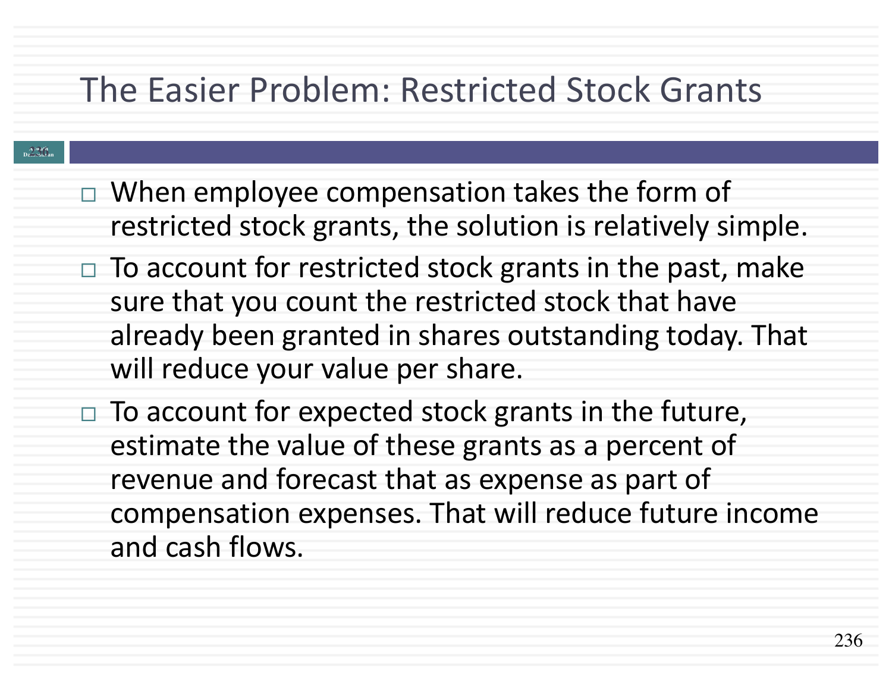# The Easier Problem: Restricted Stock Grants

- When employee compensation takes the form of restricted stock grants, the solution is relatively simple.
- To account for restricted stock grants in the past, make sure that you count the restricted stock that have already been granted in shares outstanding today. That will reduce your value per share.
- To account for expected stock grants in the future, estimate the value of these grants as a percent of revenue and forecast that as expense as part of compensation expenses. That will reduce future income and cash flows.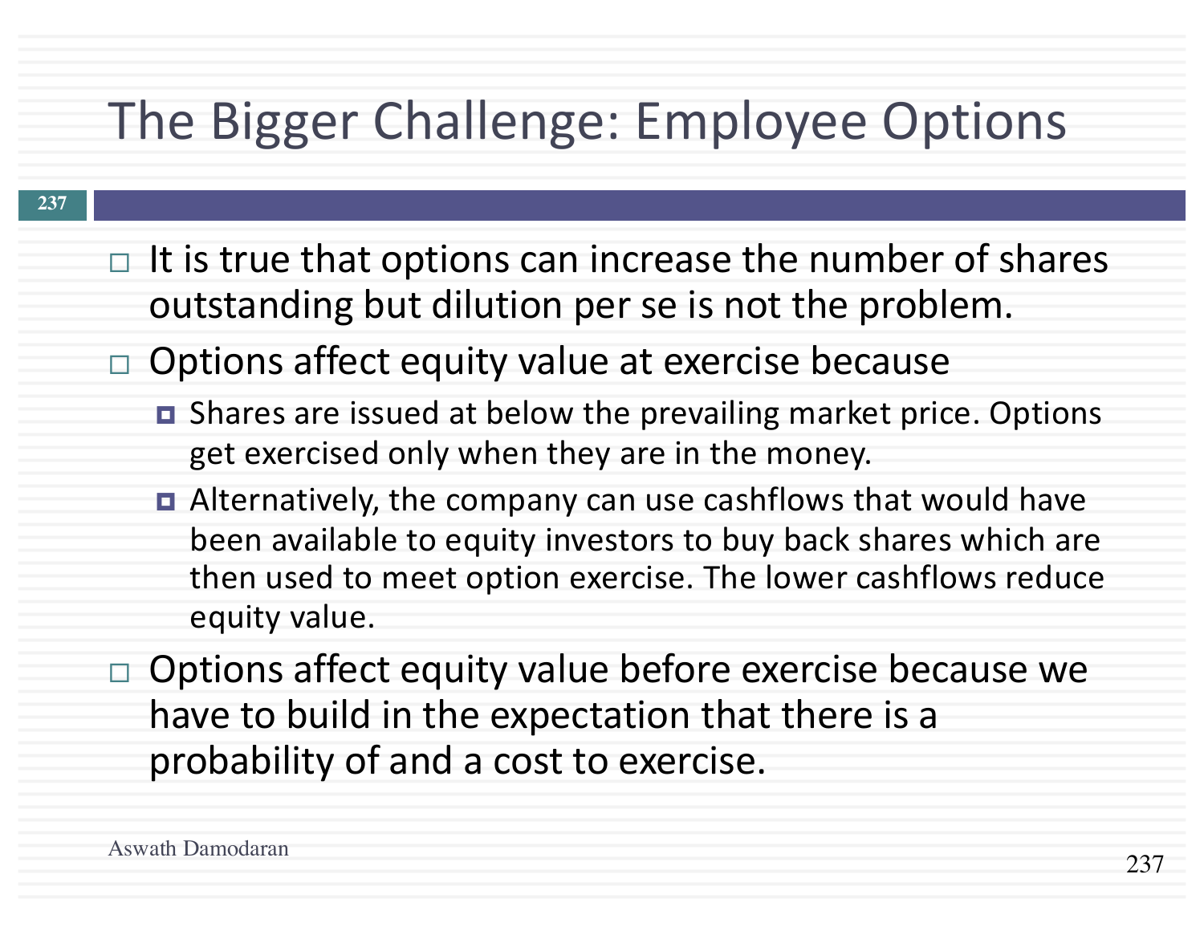# The Bigger Challenge: Employee Options

- It is true that options can increase the number of shares outstanding but dilution per se is not the problem.
- Options affect equity value at exercise because
  - Shares are issued at below the prevailing market price. Options get exercised only when they are in the money.
  - Alternatively, the company can use cashflows that would have been available to equity investors to buy back shares which are then used to meet option exercise. The lower cashflows reduce equity value.
- Options affect equity value before exercise because we have to build in the expectation that there is a probability of and a cost to exercise.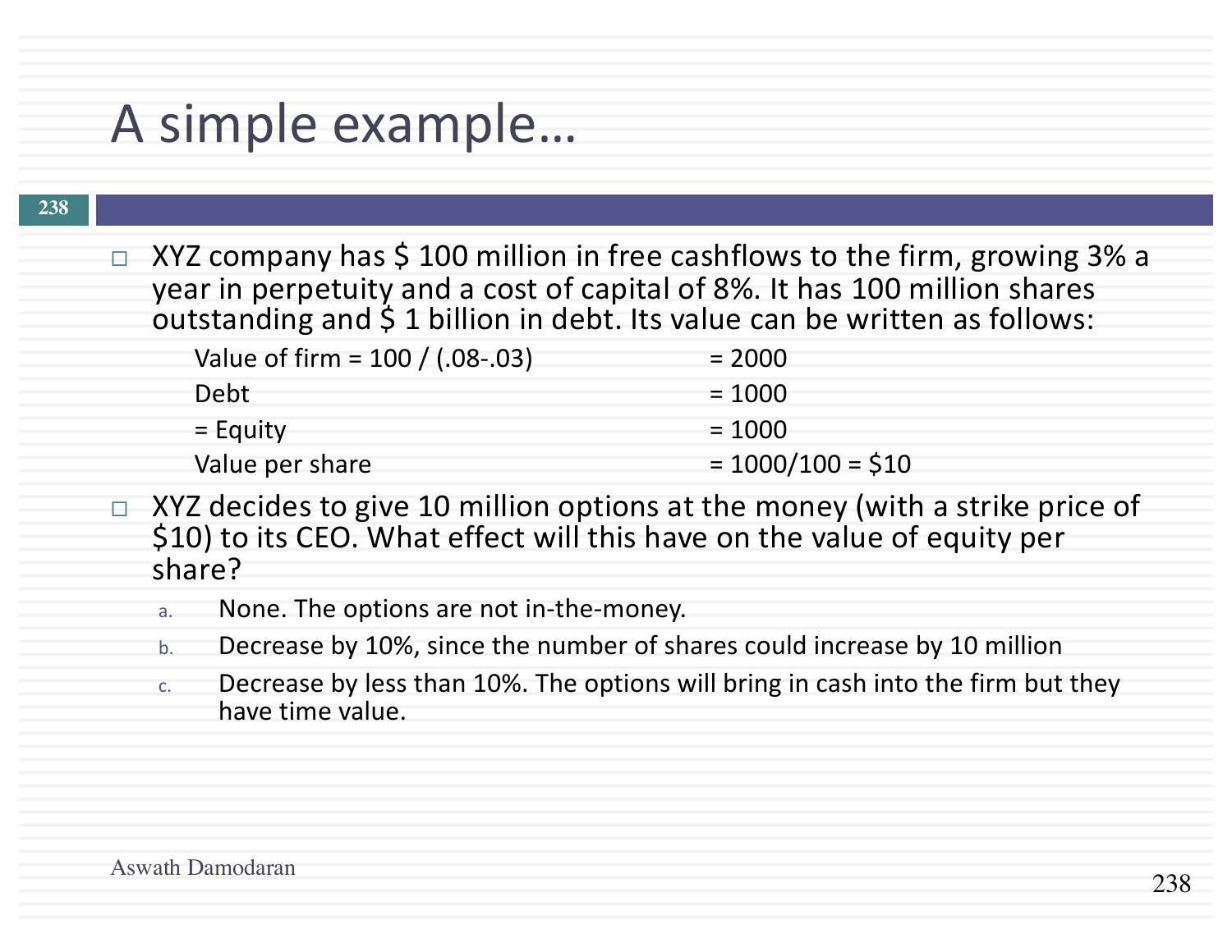# A simple example…

- XYZ company has $ 100 million in free cashflows to the firm, growing 3% a year in perpetuity and a cost of capital of 8%. It has 100 million shares outstanding and $ 1 billion in debt. Its value can be written as follows:

| | |
|---|---|
| Value of firm = 100 / (.08-.03) | = 2000 |
| Debt | = 1000 |
| = Equity | = 1000 |
| Value per share | = 1000/100 = $10 |

- XYZ decides to give 10 million options at the money (with a strike price of $10) to its CEO. What effect will this have on the value of equity per share?
  a. None. The options are not in-the-money.
  b. Decrease by 10%, since the number of shares could increase by 10 million
  c. Decrease by less than 10%. The options will bring in cash into the firm but they have time value.

Aswath Damodaran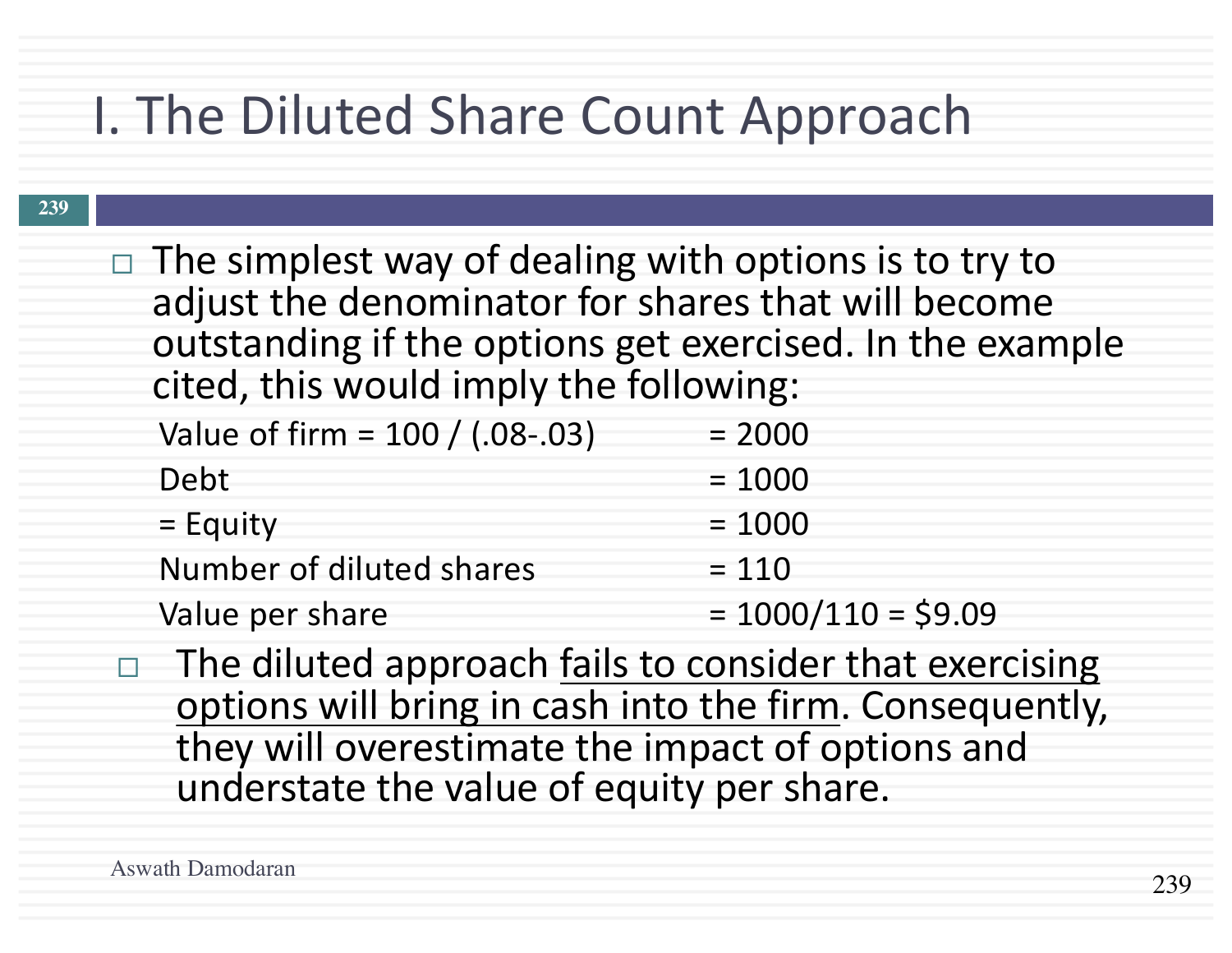# I. The Diluted Share Count Approach

- The simplest way of dealing with options is to try to adjust the denominator for shares that will become outstanding if the options get exercised. In the example cited, this would imply the following:

| | |
|---|---|
| Value of firm = 100 / (.08-.03) | = 2000 |
| Debt | = 1000 |
| = Equity | = 1000 |
| Number of diluted shares | = 110 |
| Value per share | = 1000/110 = $9.09 |

- The diluted approach <u>fails to consider that exercising options will bring in cash into the firm</u>. Consequently, they will overestimate the impact of options and understate the value of equity per share.

Aswath Damodaran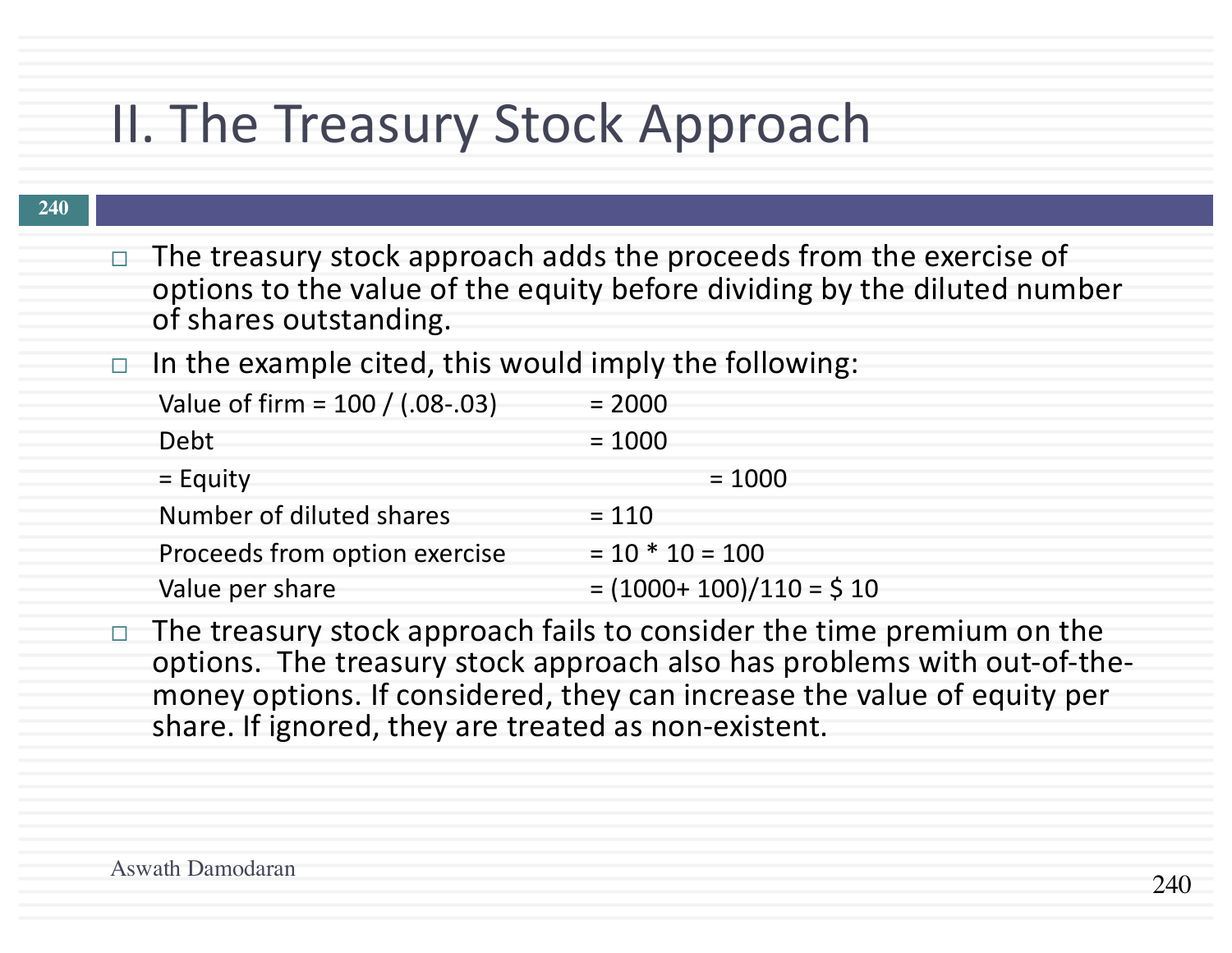# II. The Treasury Stock Approach

- The treasury stock approach adds the proceeds from the exercise of options to the value of the equity before dividing by the diluted number of shares outstanding.
- In the example cited, this would imply the following:

| | |
|---|---|
| Value of firm = 100 / (.08-.03) | = 2000 |
| Debt | = 1000 |
| = Equity | = 1000 |
| Number of diluted shares | = 110 |
| Proceeds from option exercise | = 10 * 10 = 100 |
| Value per share | = (1000+ 100)/110 = $ 10 |

- The treasury stock approach fails to consider the time premium on the options. The treasury stock approach also has problems with out-of-the-money options. If considered, they can increase the value of equity per share. If ignored, they are treated as non-existent.

Aswath Damodaran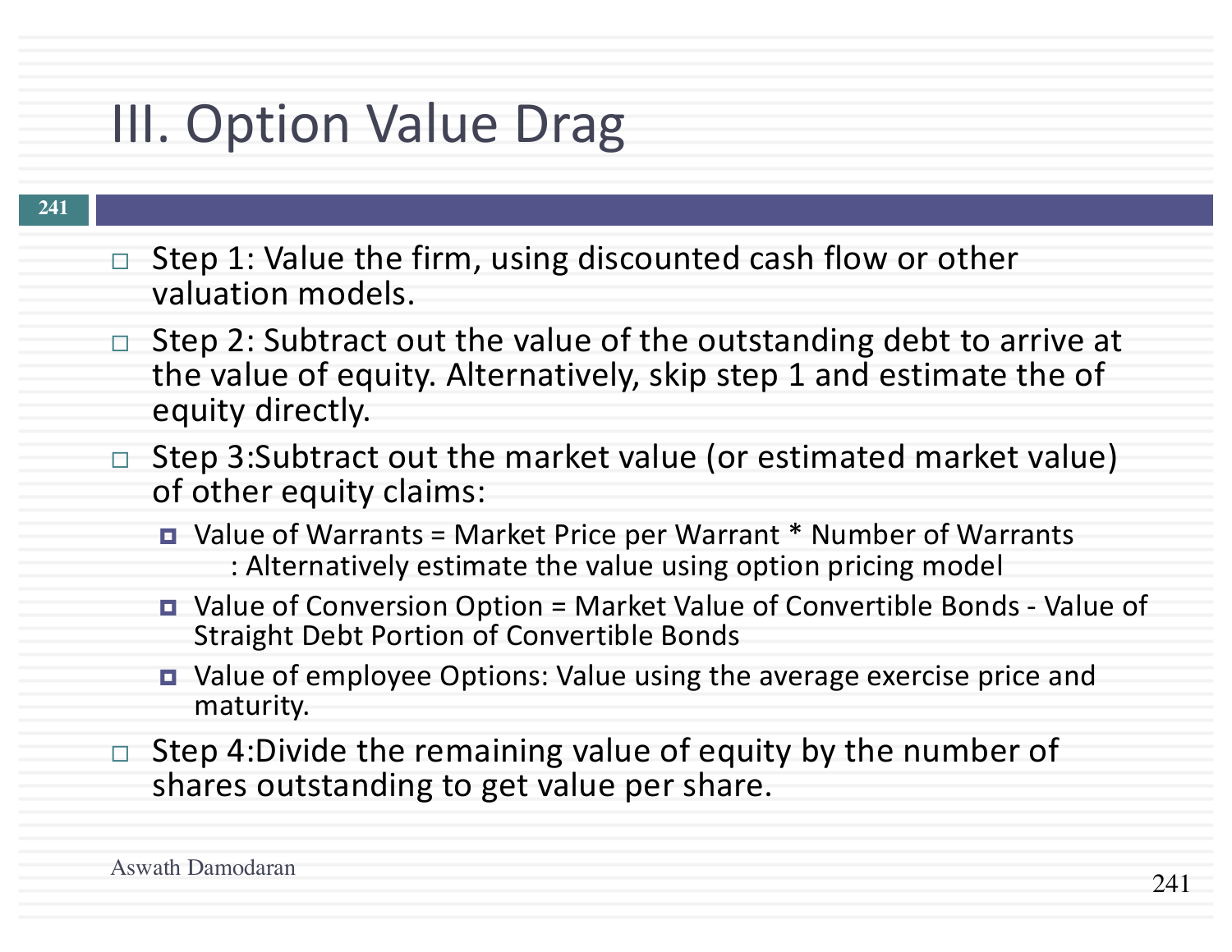# III. Option Value Drag

- Step 1: Value the firm, using discounted cash flow or other valuation models.
- Step 2: Subtract out the value of the outstanding debt to arrive at the value of equity. Alternatively, skip step 1 and estimate the of equity directly.
- Step 3:Subtract out the market value (or estimated market value) of other equity claims:
  - Value of Warrants = Market Price per Warrant * Number of Warrants : Alternatively estimate the value using option pricing model
  - Value of Conversion Option = Market Value of Convertible Bonds - Value of Straight Debt Portion of Convertible Bonds
  - Value of employee Options: Value using the average exercise price and maturity.
- Step 4:Divide the remaining value of equity by the number of shares outstanding to get value per share.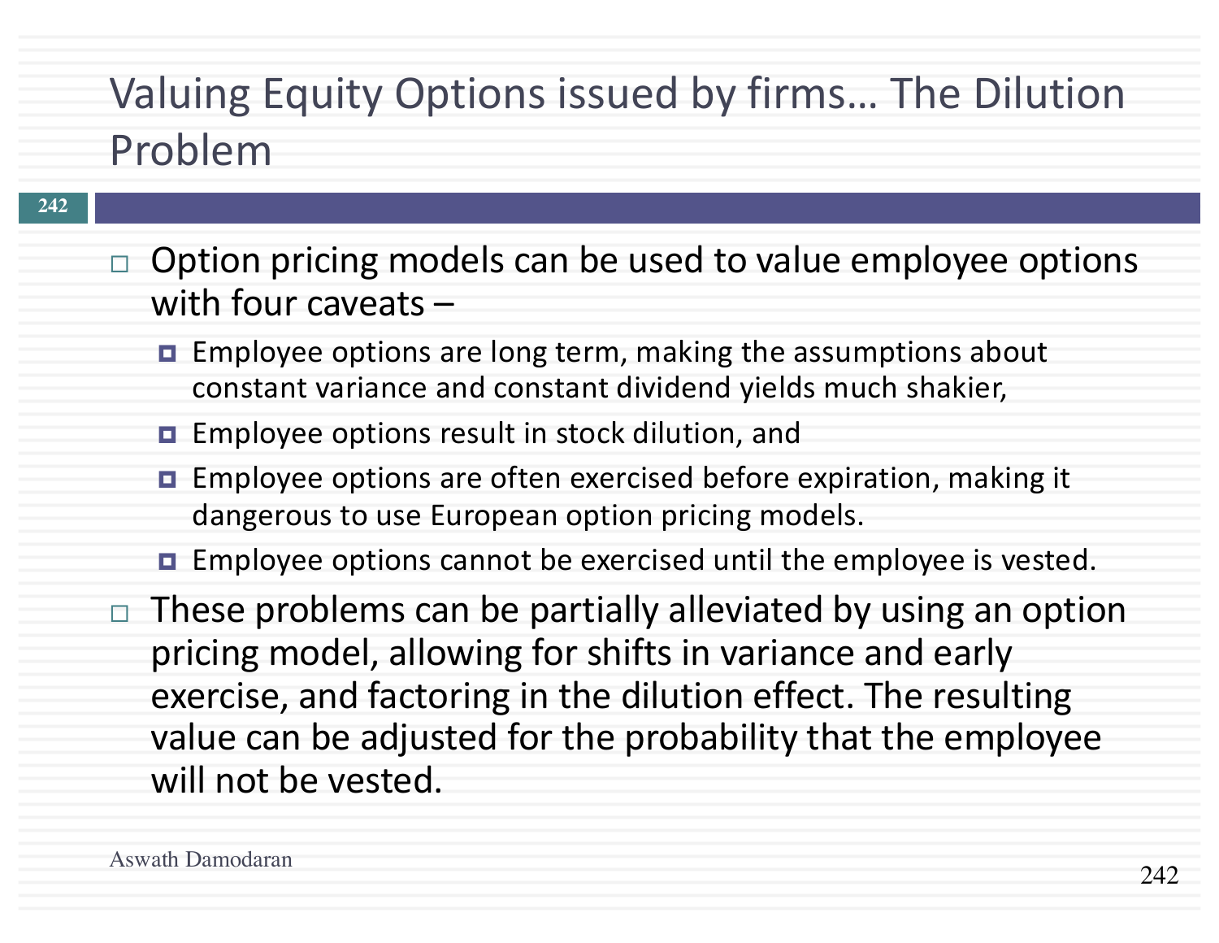# Valuing Equity Options issued by firms… The Dilution Problem

- Option pricing models can be used to value employee options with four caveats –
  - Employee options are long term, making the assumptions about constant variance and constant dividend yields much shakier,
  - Employee options result in stock dilution, and
  - Employee options are often exercised before expiration, making it dangerous to use European option pricing models.
  - Employee options cannot be exercised until the employee is vested.
- These problems can be partially alleviated by using an option pricing model, allowing for shifts in variance and early exercise, and factoring in the dilution effect. The resulting value can be adjusted for the probability that the employee will not be vested.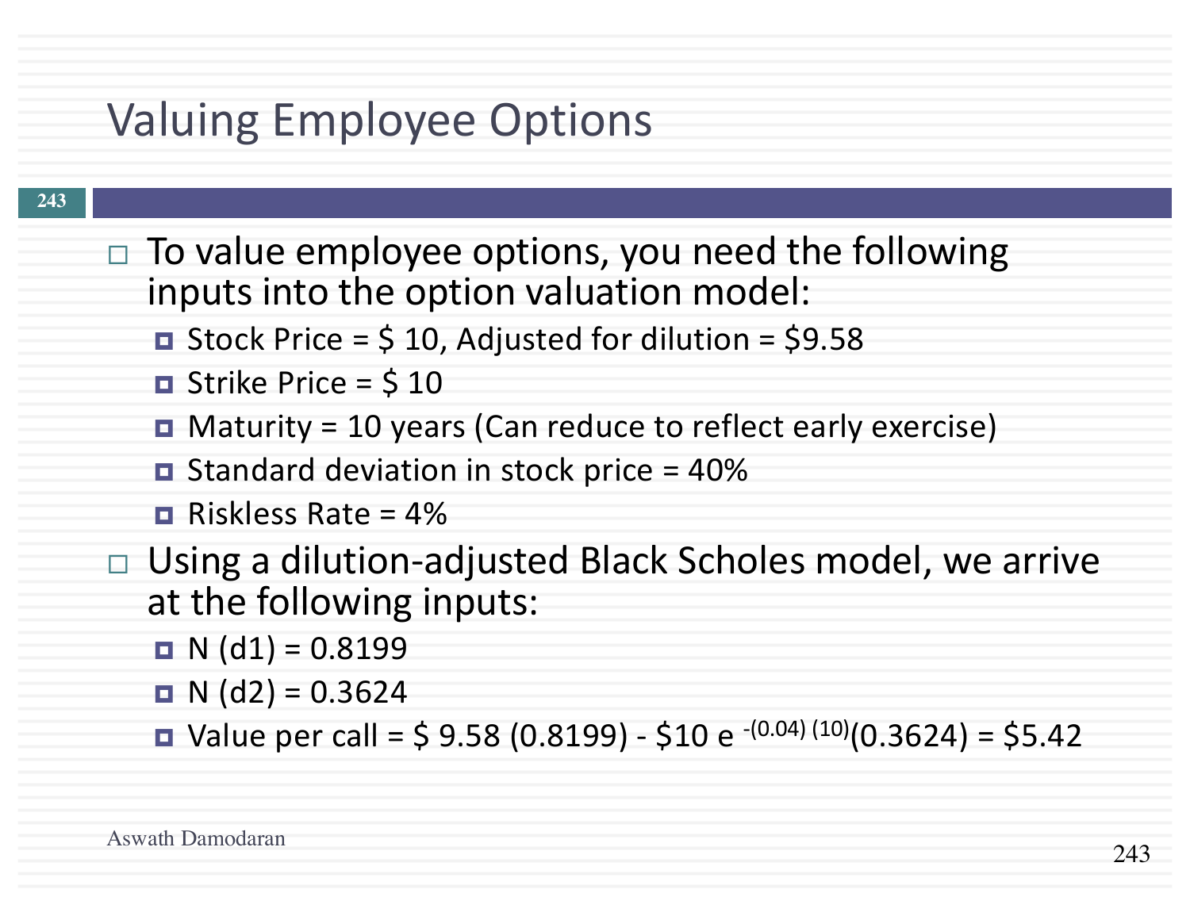# Valuing Employee Options

- To value employee options, you need the following inputs into the option valuation model:
  - Stock Price = $ 10, Adjusted for dilution = $9.58
  - Strike Price = $ 10
  - Maturity = 10 years (Can reduce to reflect early exercise)
  - Standard deviation in stock price = 40%
  - Riskless Rate = 4%
- Using a dilution-adjusted Black Scholes model, we arrive at the following inputs:
  - N (d1) = 0.8199
  - N (d2) = 0.3624
  - Value per call = $ 9.58 (0.8199) - $10 $e^{-(0.04)(10)}$(0.3624) = $5.42

Aswath Damodaran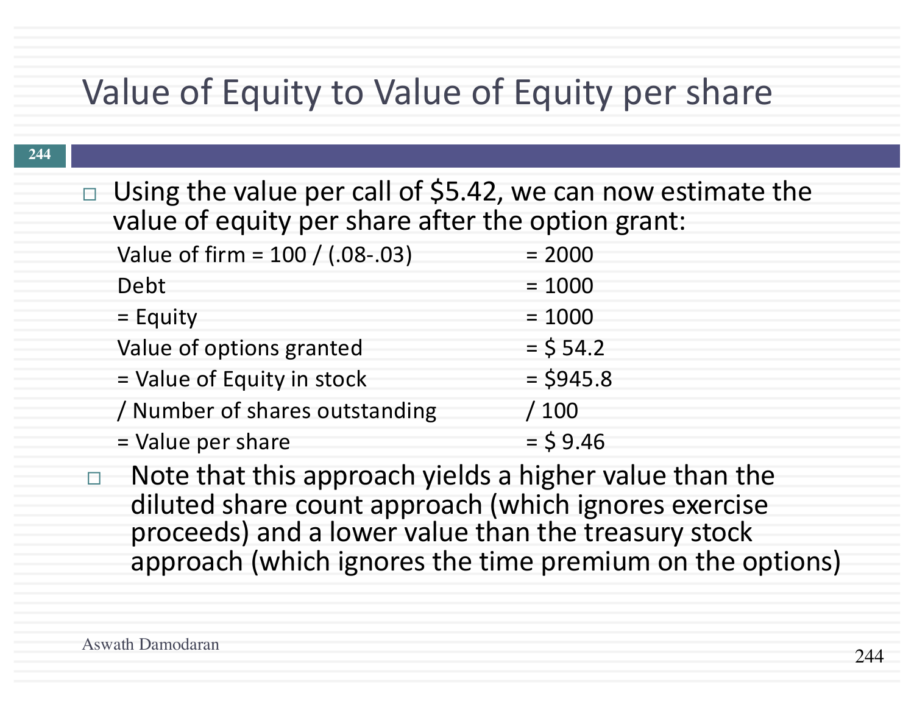# Value of Equity to Value of Equity per share

- Using the value per call of $5.42, we can now estimate the value of equity per share after the option grant:

| | |
|---|---|
| Value of firm = 100 / (.08-.03) | = 2000 |
| Debt | = 1000 |
| = Equity | = 1000 |
| Value of options granted | = $ 54.2 |
| = Value of Equity in stock | = $945.8 |
| / Number of shares outstanding | / 100 |
| = Value per share | = $ 9.46 |

- Note that this approach yields a higher value than the diluted share count approach (which ignores exercise proceeds) and a lower value than the treasury stock approach (which ignores the time premium on the options)

Aswath Damodaran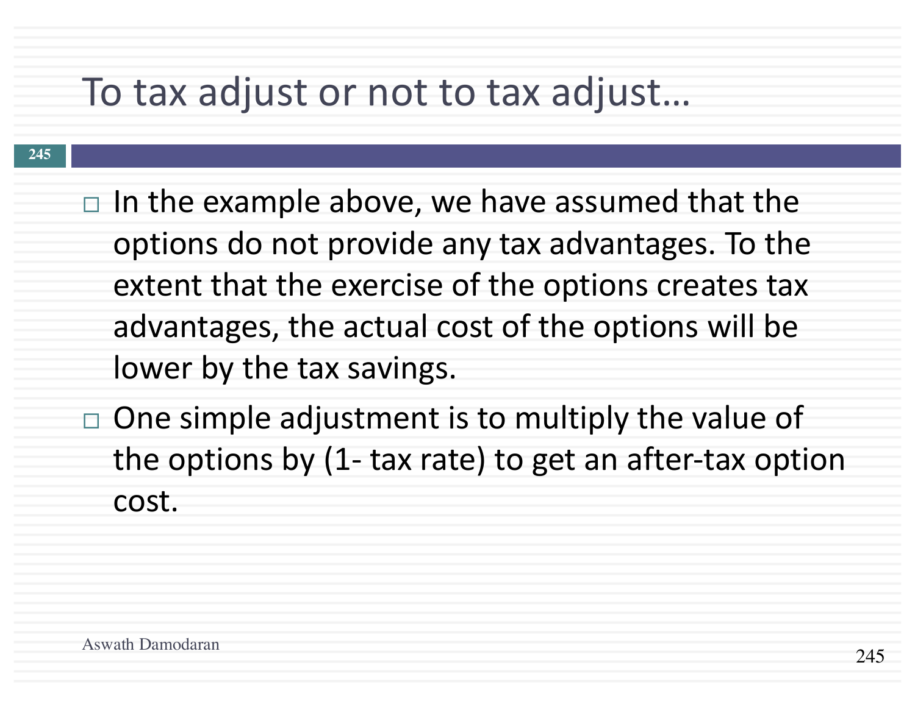# To tax adjust or not to tax adjust…

- In the example above, we have assumed that the options do not provide any tax advantages. To the extent that the exercise of the options creates tax advantages, the actual cost of the options will be lower by the tax savings.
- One simple adjustment is to multiply the value of the options by (1- tax rate) to get an after-tax option cost.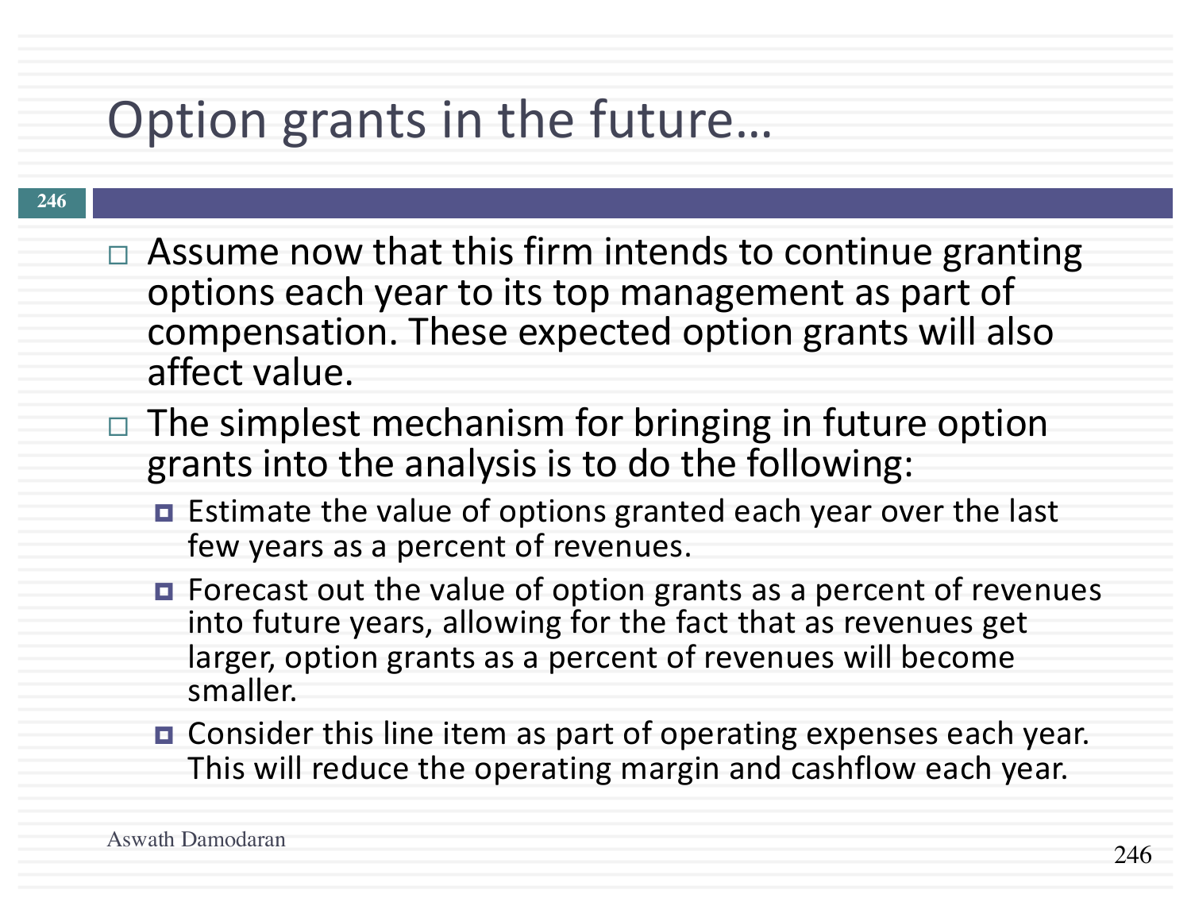# Option grants in the future…

- Assume now that this firm intends to continue granting options each year to its top management as part of compensation. These expected option grants will also affect value.
- The simplest mechanism for bringing in future option grants into the analysis is to do the following:
  - Estimate the value of options granted each year over the last few years as a percent of revenues.
  - Forecast out the value of option grants as a percent of revenues into future years, allowing for the fact that as revenues get larger, option grants as a percent of revenues will become smaller.
  - Consider this line item as part of operating expenses each year. This will reduce the operating margin and cashflow each year.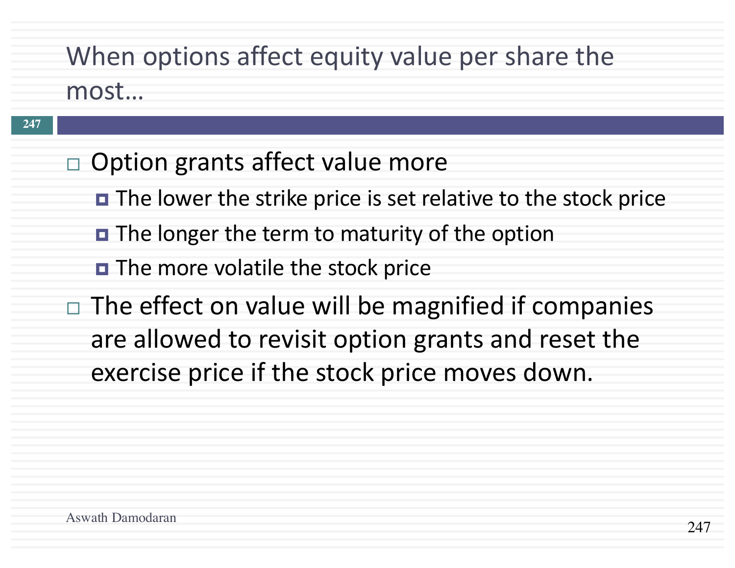# When options affect equity value per share the most…

- Option grants affect value more
  - The lower the strike price is set relative to the stock price
  - The longer the term to maturity of the option
  - The more volatile the stock price
- The effect on value will be magnified if companies are allowed to revisit option grants and reset the exercise price if the stock price moves down.